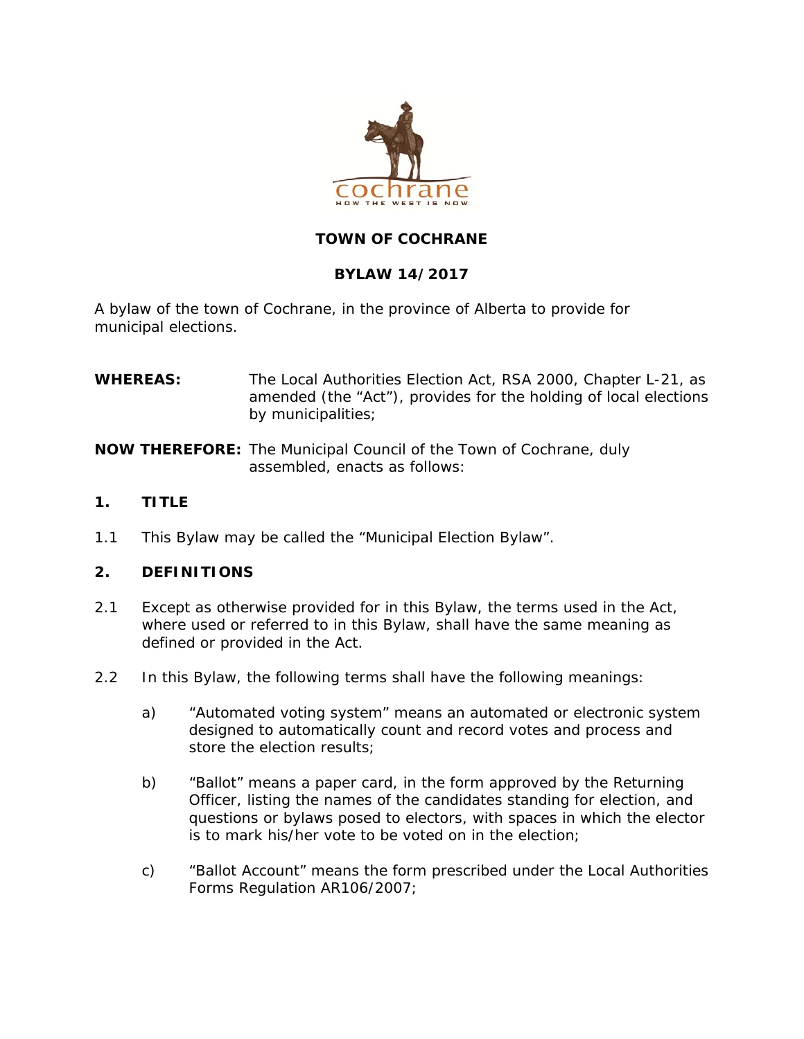# TOWN OF COCHRANE

## BYLAW 14/2017

A bylaw of the town of Cochrane, in the province of Alberta to provide for municipal elections.

**WHEREAS:** The Local Authorities Election Act, RSA 2000, Chapter L-21, as amended (the "Act"), provides for the holding of local elections by municipalities;

**NOW THEREFORE:** The Municipal Council of the Town of Cochrane, duly assembled, enacts as follows:

### 1. TITLE

1.1 This Bylaw may be called the "Municipal Election Bylaw".

### 2. DEFINITIONS

2.1 Except as otherwise provided for in this Bylaw, the terms used in the Act, where used or referred to in this Bylaw, shall have the same meaning as defined or provided in the Act.

2.2 In this Bylaw, the following terms shall have the following meanings:

a) "Automated voting system" means an automated or electronic system designed to automatically count and record votes and process and store the election results;

b) "Ballot" means a paper card, in the form approved by the Returning Officer, listing the names of the candidates standing for election, and questions or bylaws posed to electors, with spaces in which the elector is to mark his/her vote to be voted on in the election;

c) "Ballot Account" means the form prescribed under the Local Authorities Forms Regulation AR106/2007;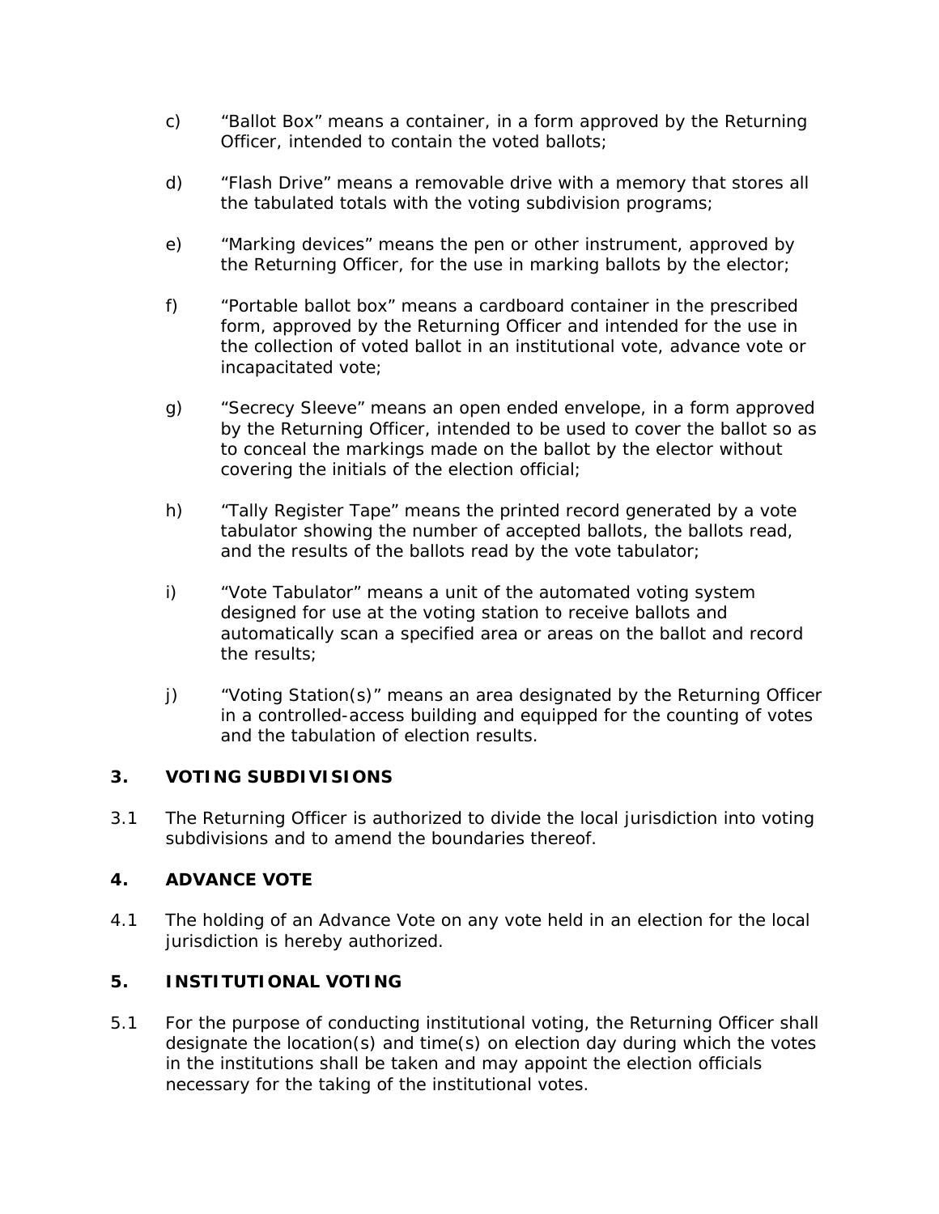c) “Ballot Box” means a container, in a form approved by the Returning Officer, intended to contain the voted ballots;

d) “Flash Drive” means a removable drive with a memory that stores all the tabulated totals with the voting subdivision programs;

e) “Marking devices” means the pen or other instrument, approved by the Returning Officer, for the use in marking ballots by the elector;

f) “Portable ballot box” means a cardboard container in the prescribed form, approved by the Returning Officer and intended for the use in the collection of voted ballot in an institutional vote, advance vote or incapacitated vote;

g) “Secrecy Sleeve” means an open ended envelope, in a form approved by the Returning Officer, intended to be used to cover the ballot so as to conceal the markings made on the ballot by the elector without covering the initials of the election official;

h) “Tally Register Tape” means the printed record generated by a vote tabulator showing the number of accepted ballots, the ballots read, and the results of the ballots read by the vote tabulator;

i) “Vote Tabulator” means a unit of the automated voting system designed for use at the voting station to receive ballots and automatically scan a specified area or areas on the ballot and record the results;

j) “Voting Station(s)” means an area designated by the Returning Officer in a controlled-access building and equipped for the counting of votes and the tabulation of election results.

## 3. VOTING SUBDIVISIONS

3.1 The Returning Officer is authorized to divide the local jurisdiction into voting subdivisions and to amend the boundaries thereof.

## 4. ADVANCE VOTE

4.1 The holding of an Advance Vote on any vote held in an election for the local jurisdiction is hereby authorized.

## 5. INSTITUTIONAL VOTING

5.1 For the purpose of conducting institutional voting, the Returning Officer shall designate the location(s) and time(s) on election day during which the votes in the institutions shall be taken and may appoint the election officials necessary for the taking of the institutional votes.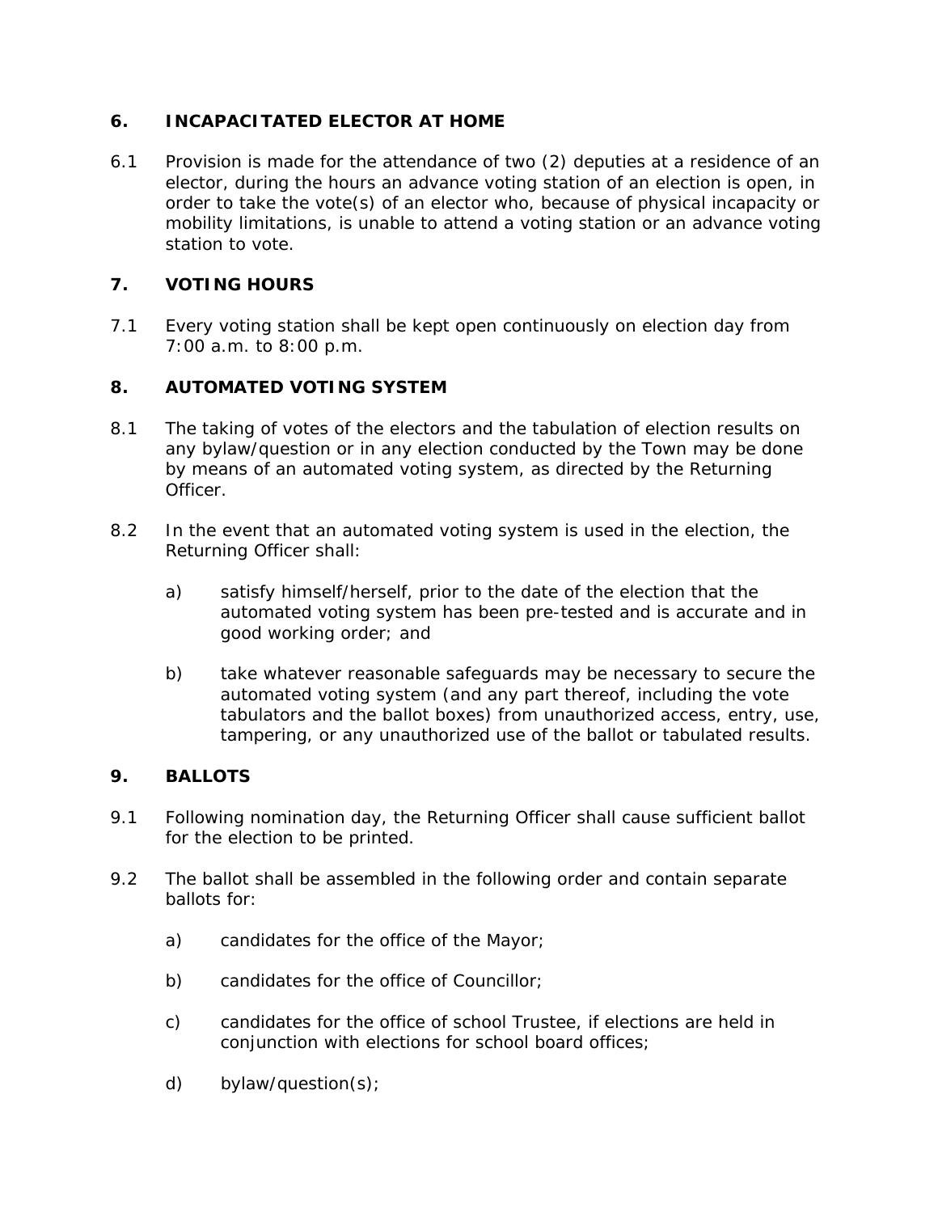## 6. INCAPACITATED ELECTOR AT HOME

6.1 Provision is made for the attendance of two (2) deputies at a residence of an elector, during the hours an advance voting station of an election is open, in order to take the vote(s) of an elector who, because of physical incapacity or mobility limitations, is unable to attend a voting station or an advance voting station to vote.

## 7. VOTING HOURS

7.1 Every voting station shall be kept open continuously on election day from 7:00 a.m. to 8:00 p.m.

## 8. AUTOMATED VOTING SYSTEM

8.1 The taking of votes of the electors and the tabulation of election results on any bylaw/question or in any election conducted by the Town may be done by means of an automated voting system, as directed by the Returning Officer.

8.2 In the event that an automated voting system is used in the election, the Returning Officer shall:

a) satisfy himself/herself, prior to the date of the election that the automated voting system has been pre-tested and is accurate and in good working order; and

b) take whatever reasonable safeguards may be necessary to secure the automated voting system (and any part thereof, including the vote tabulators and the ballot boxes) from unauthorized access, entry, use, tampering, or any unauthorized use of the ballot or tabulated results.

## 9. BALLOTS

9.1 Following nomination day, the Returning Officer shall cause sufficient ballot for the election to be printed.

9.2 The ballot shall be assembled in the following order and contain separate ballots for:

a) candidates for the office of the Mayor;

b) candidates for the office of Councillor;

c) candidates for the office of school Trustee, if elections are held in conjunction with elections for school board offices;

d) bylaw/question(s);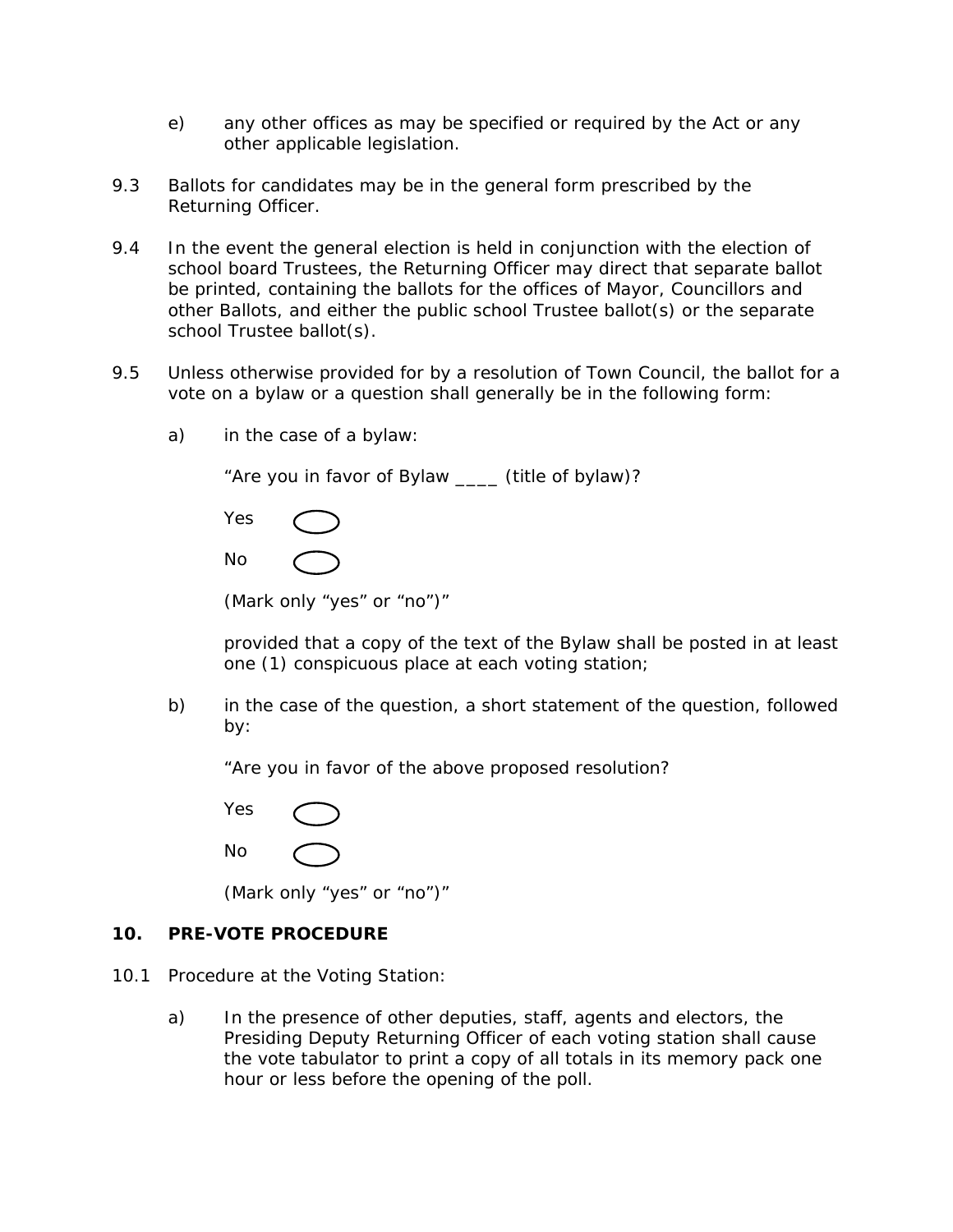e) any other offices as may be specified or required by the Act or any other applicable legislation.

9.3 Ballots for candidates may be in the general form prescribed by the Returning Officer.

9.4 In the event the general election is held in conjunction with the election of school board Trustees, the Returning Officer may direct that separate ballot be printed, containing the ballots for the offices of Mayor, Councillors and other Ballots, and either the public school Trustee ballot(s) or the separate school Trustee ballot(s).

9.5 Unless otherwise provided for by a resolution of Town Council, the ballot for a vote on a bylaw or a question shall generally be in the following form:

a) in the case of a bylaw:

“Are you in favor of Bylaw ____ (title of bylaw)?

Yes ◯

No ◯

(Mark only “yes” or “no”)”

provided that a copy of the text of the Bylaw shall be posted in at least one (1) conspicuous place at each voting station;

b) in the case of the question, a short statement of the question, followed by:

“Are you in favor of the above proposed resolution?

Yes ◯

No ◯

(Mark only “yes” or “no”)”

## 10. PRE-VOTE PROCEDURE

10.1 Procedure at the Voting Station:

a) In the presence of other deputies, staff, agents and electors, the Presiding Deputy Returning Officer of each voting station shall cause the vote tabulator to print a copy of all totals in its memory pack one hour or less before the opening of the poll.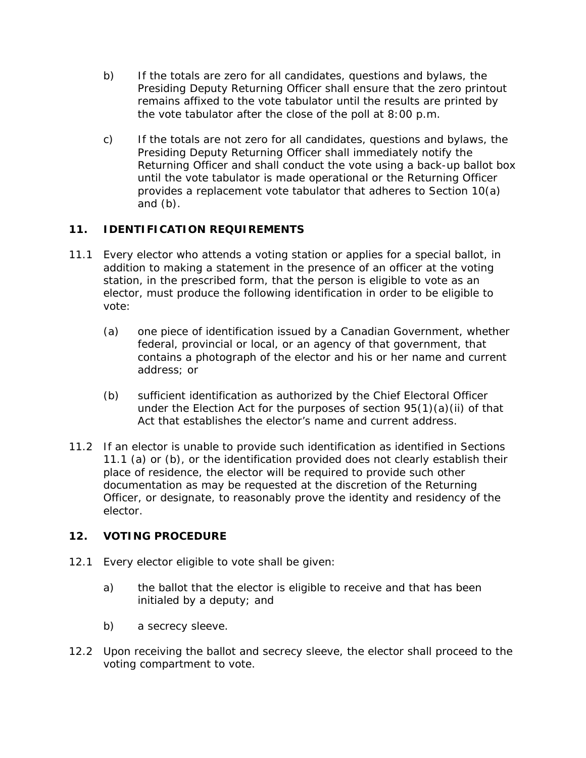b) If the totals are zero for all candidates, questions and bylaws, the Presiding Deputy Returning Officer shall ensure that the zero printout remains affixed to the vote tabulator until the results are printed by the vote tabulator after the close of the poll at 8:00 p.m.

c) If the totals are not zero for all candidates, questions and bylaws, the Presiding Deputy Returning Officer shall immediately notify the Returning Officer and shall conduct the vote using a back-up ballot box until the vote tabulator is made operational or the Returning Officer provides a replacement vote tabulator that adheres to Section 10(a) and (b).

## 11. IDENTIFICATION REQUIREMENTS

11.1 Every elector who attends a voting station or applies for a special ballot, in addition to making a statement in the presence of an officer at the voting station, in the prescribed form, that the person is eligible to vote as an elector, must produce the following identification in order to be eligible to vote:

(a) one piece of identification issued by a Canadian Government, whether federal, provincial or local, or an agency of that government, that contains a photograph of the elector and his or her name and current address; or

(b) sufficient identification as authorized by the Chief Electoral Officer under the Election Act for the purposes of section 95(1)(a)(ii) of that Act that establishes the elector’s name and current address.

11.2 If an elector is unable to provide such identification as identified in Sections 11.1 (a) or (b), or the identification provided does not clearly establish their place of residence, the elector will be required to provide such other documentation as may be requested at the discretion of the Returning Officer, or designate, to reasonably prove the identity and residency of the elector.

## 12. VOTING PROCEDURE

12.1 Every elector eligible to vote shall be given:

a) the ballot that the elector is eligible to receive and that has been initialed by a deputy; and

b) a secrecy sleeve.

12.2 Upon receiving the ballot and secrecy sleeve, the elector shall proceed to the voting compartment to vote.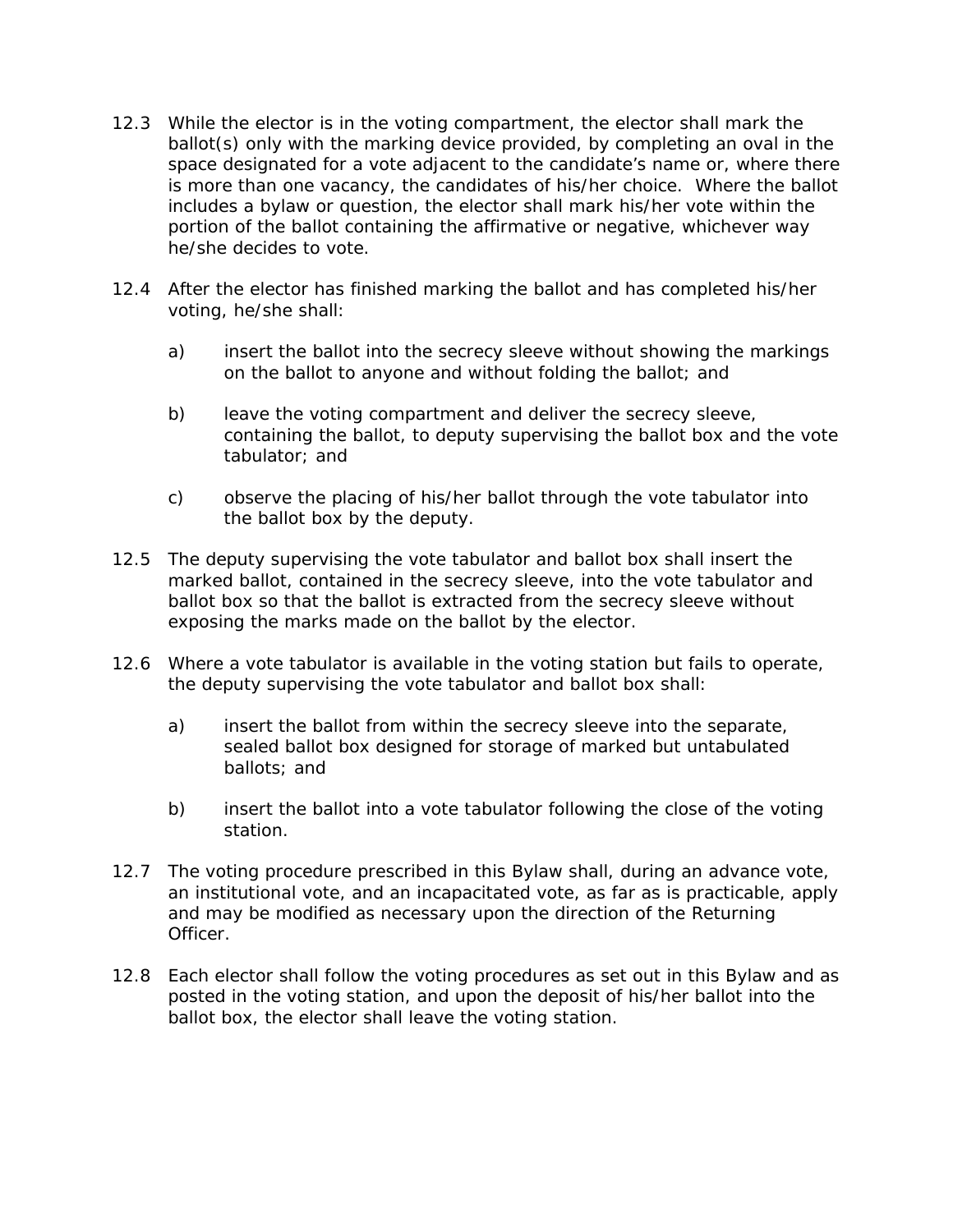12.3 While the elector is in the voting compartment, the elector shall mark the ballot(s) only with the marking device provided, by completing an oval in the space designated for a vote adjacent to the candidate's name or, where there is more than one vacancy, the candidates of his/her choice. Where the ballot includes a bylaw or question, the elector shall mark his/her vote within the portion of the ballot containing the affirmative or negative, whichever way he/she decides to vote.

12.4 After the elector has finished marking the ballot and has completed his/her voting, he/she shall:

- a) insert the ballot into the secrecy sleeve without showing the markings on the ballot to anyone and without folding the ballot; and
- b) leave the voting compartment and deliver the secrecy sleeve, containing the ballot, to deputy supervising the ballot box and the vote tabulator; and
- c) observe the placing of his/her ballot through the vote tabulator into the ballot box by the deputy.

12.5 The deputy supervising the vote tabulator and ballot box shall insert the marked ballot, contained in the secrecy sleeve, into the vote tabulator and ballot box so that the ballot is extracted from the secrecy sleeve without exposing the marks made on the ballot by the elector.

12.6 Where a vote tabulator is available in the voting station but fails to operate, the deputy supervising the vote tabulator and ballot box shall:

- a) insert the ballot from within the secrecy sleeve into the separate, sealed ballot box designed for storage of marked but untabulated ballots; and
- b) insert the ballot into a vote tabulator following the close of the voting station.

12.7 The voting procedure prescribed in this Bylaw shall, during an advance vote, an institutional vote, and an incapacitated vote, as far as is practicable, apply and may be modified as necessary upon the direction of the Returning Officer.

12.8 Each elector shall follow the voting procedures as set out in this Bylaw and as posted in the voting station, and upon the deposit of his/her ballot into the ballot box, the elector shall leave the voting station.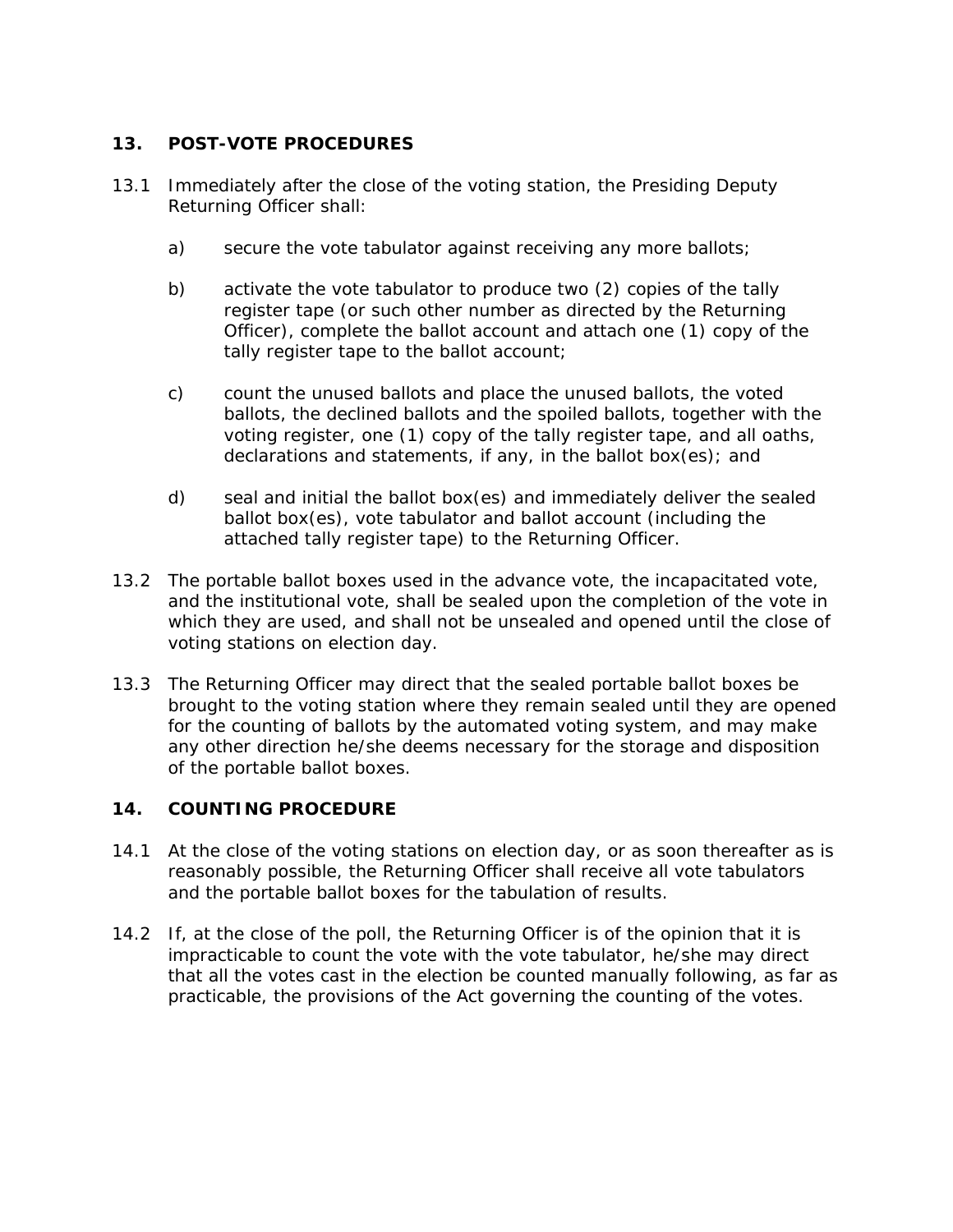## 13. POST-VOTE PROCEDURES

13.1 Immediately after the close of the voting station, the Presiding Deputy Returning Officer shall:

a) secure the vote tabulator against receiving any more ballots;

b) activate the vote tabulator to produce two (2) copies of the tally register tape (or such other number as directed by the Returning Officer), complete the ballot account and attach one (1) copy of the tally register tape to the ballot account;

c) count the unused ballots and place the unused ballots, the voted ballots, the declined ballots and the spoiled ballots, together with the voting register, one (1) copy of the tally register tape, and all oaths, declarations and statements, if any, in the ballot box(es); and

d) seal and initial the ballot box(es) and immediately deliver the sealed ballot box(es), vote tabulator and ballot account (including the attached tally register tape) to the Returning Officer.

13.2 The portable ballot boxes used in the advance vote, the incapacitated vote, and the institutional vote, shall be sealed upon the completion of the vote in which they are used, and shall not be unsealed and opened until the close of voting stations on election day.

13.3 The Returning Officer may direct that the sealed portable ballot boxes be brought to the voting station where they remain sealed until they are opened for the counting of ballots by the automated voting system, and may make any other direction he/she deems necessary for the storage and disposition of the portable ballot boxes.

## 14. COUNTING PROCEDURE

14.1 At the close of the voting stations on election day, or as soon thereafter as is reasonably possible, the Returning Officer shall receive all vote tabulators and the portable ballot boxes for the tabulation of results.

14.2 If, at the close of the poll, the Returning Officer is of the opinion that it is impracticable to count the vote with the vote tabulator, he/she may direct that all the votes cast in the election be counted manually following, as far as practicable, the provisions of the Act governing the counting of the votes.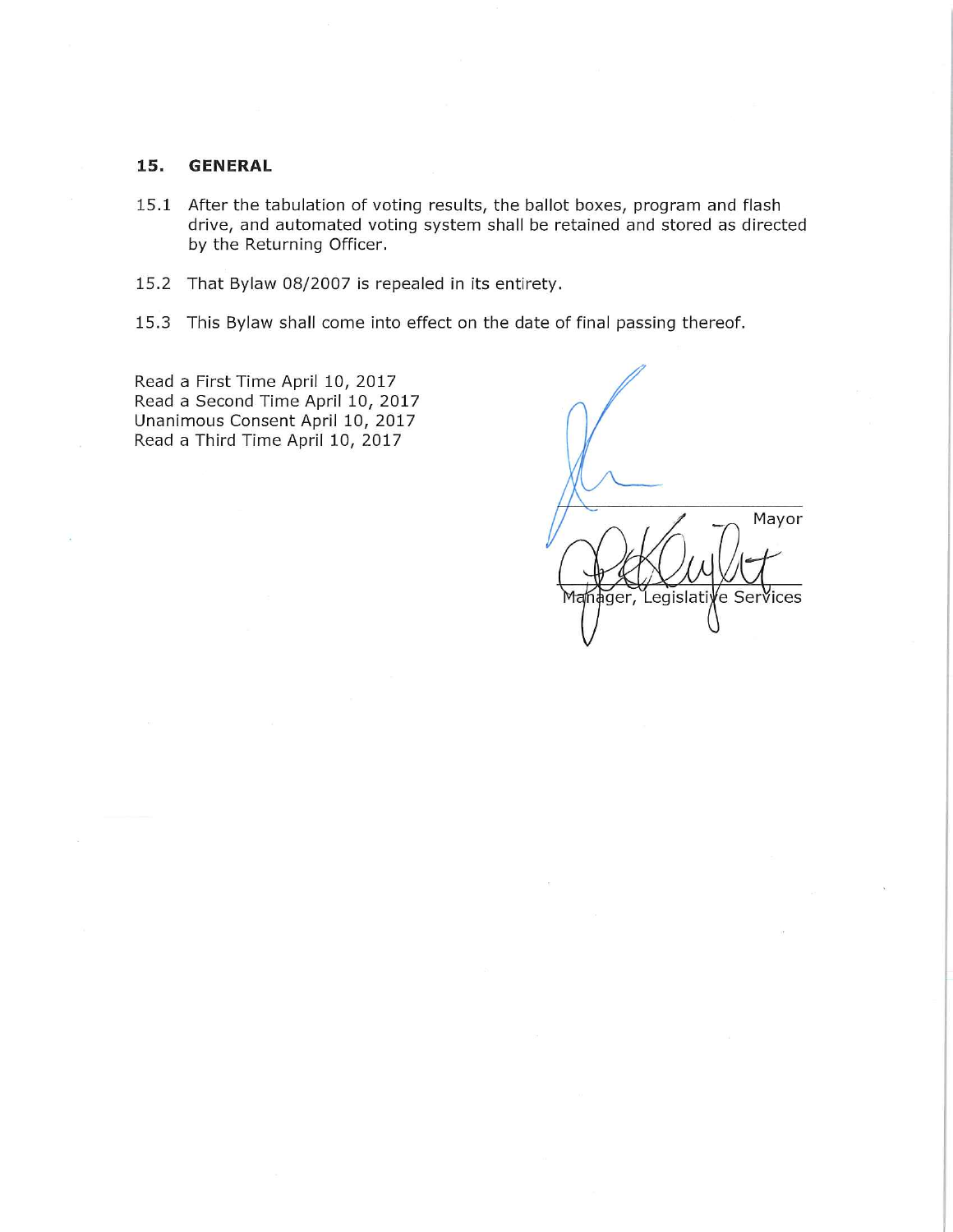## 15. GENERAL

15.1 After the tabulation of voting results, the ballot boxes, program and flash drive, and automated voting system shall be retained and stored as directed by the Returning Officer.

15.2 That Bylaw 08/2007 is repealed in its entirety.

15.3 This Bylaw shall come into effect on the date of final passing thereof.

Read a First Time April 10, 2017
Read a Second Time April 10, 2017
Unanimous Consent April 10, 2017
Read a Third Time April 10, 2017

Mayor

Manager, Legislative Services